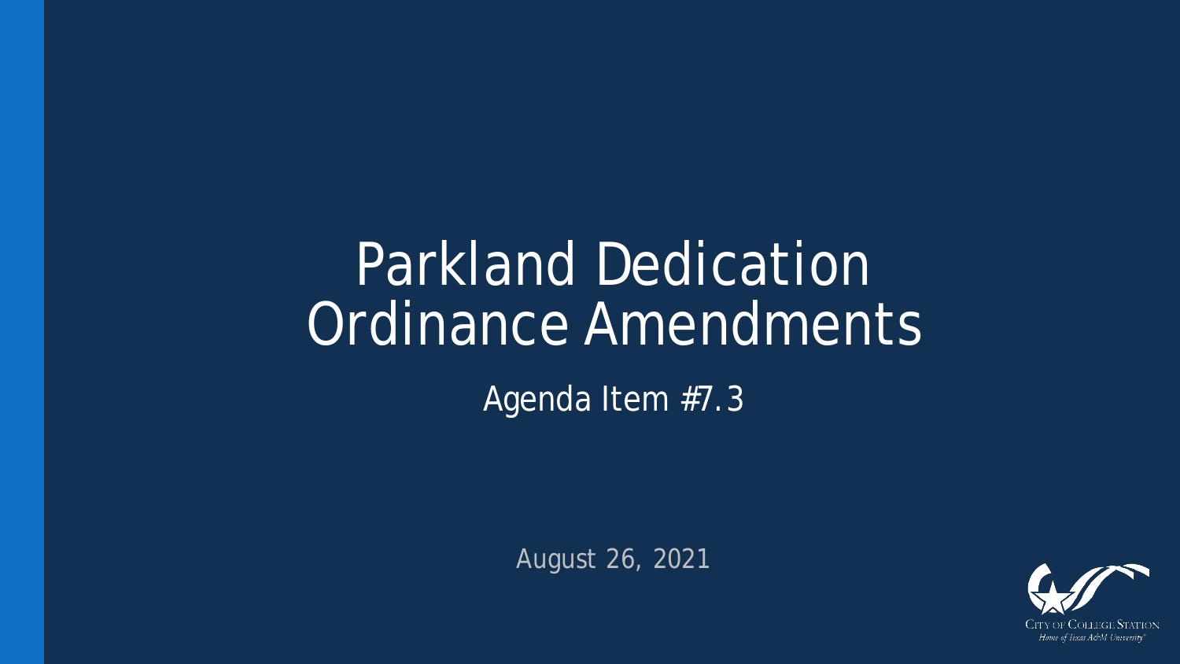# Parkland Dedication Ordinance Amendments

Agenda Item #7.3

August 26, 2021

City of College Station
*Home of Texas A&M University*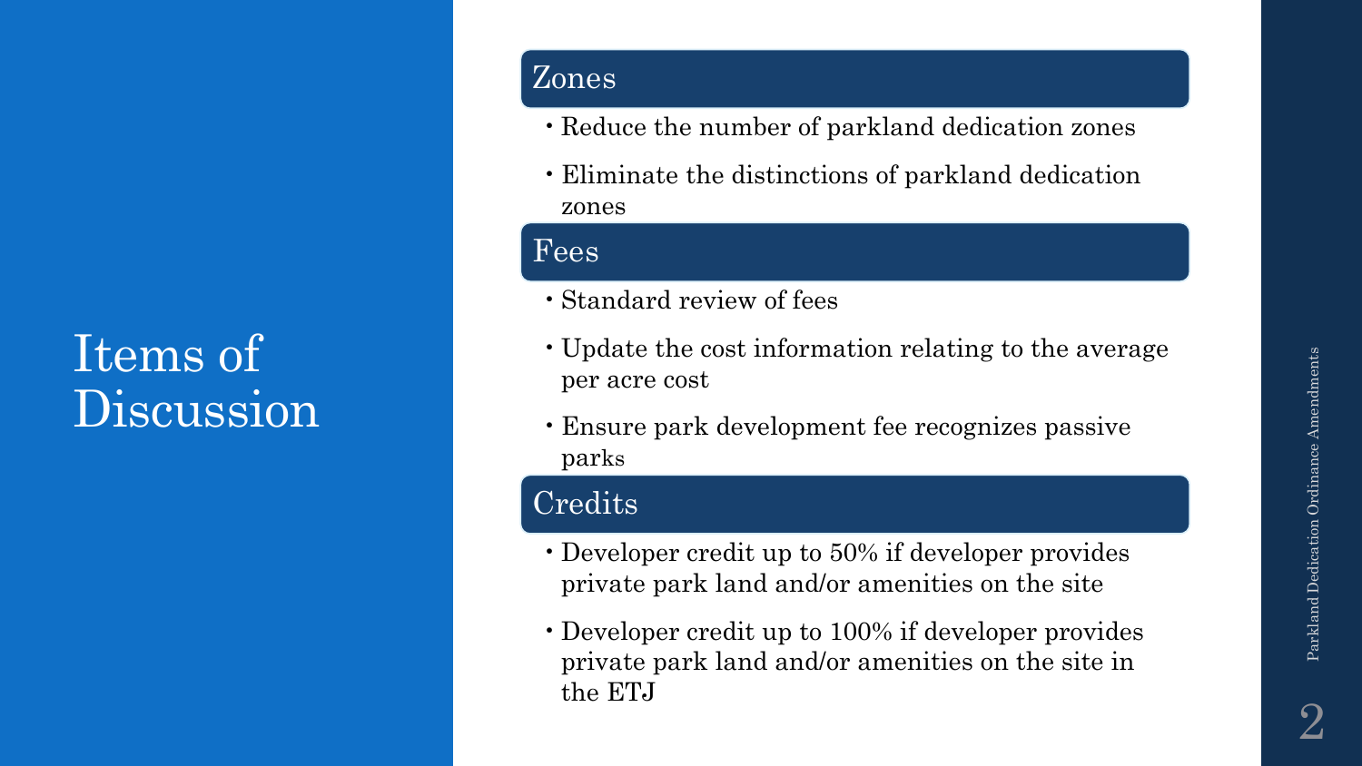# Items of Discussion

## Zones

- Reduce the number of parkland dedication zones
- Eliminate the distinctions of parkland dedication zones

## Fees

- Standard review of fees
- Update the cost information relating to the average per acre cost
- Ensure park development fee recognizes passive parks

## Credits

- Developer credit up to 50% if developer provides private park land and/or amenities on the site
- Developer credit up to 100% if developer provides private park land and/or amenities on the site in the ETJ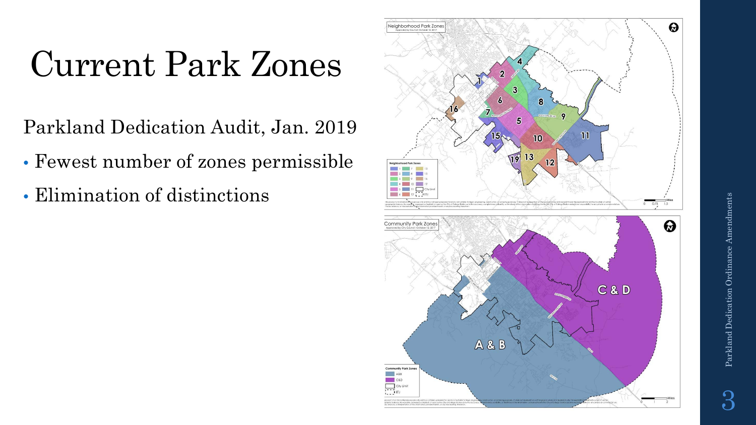# Current Park Zones

Parkland Dedication Audit, Jan. 2019

- Fewest number of zones permissible
- Elimination of distinctions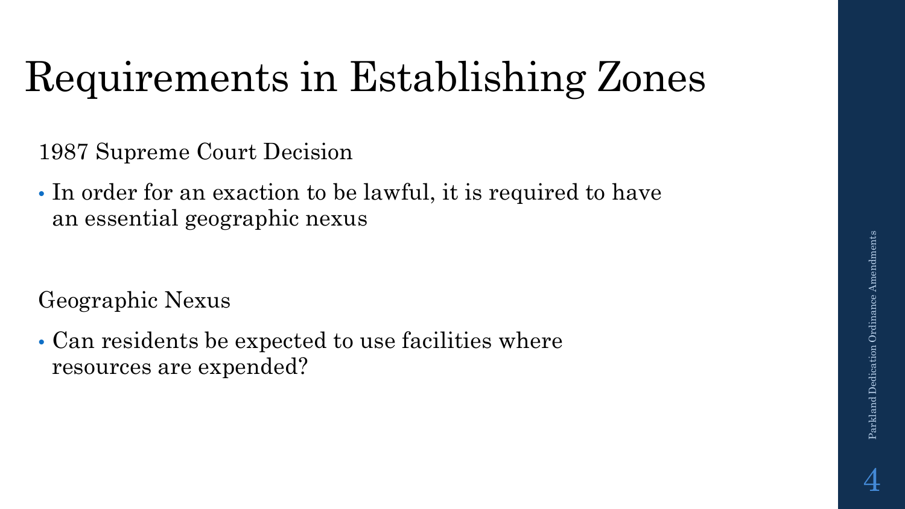# Requirements in Establishing Zones

1987 Supreme Court Decision

- In order for an exaction to be lawful, it is required to have an essential geographic nexus

Geographic Nexus

- Can residents be expected to use facilities where resources are expended?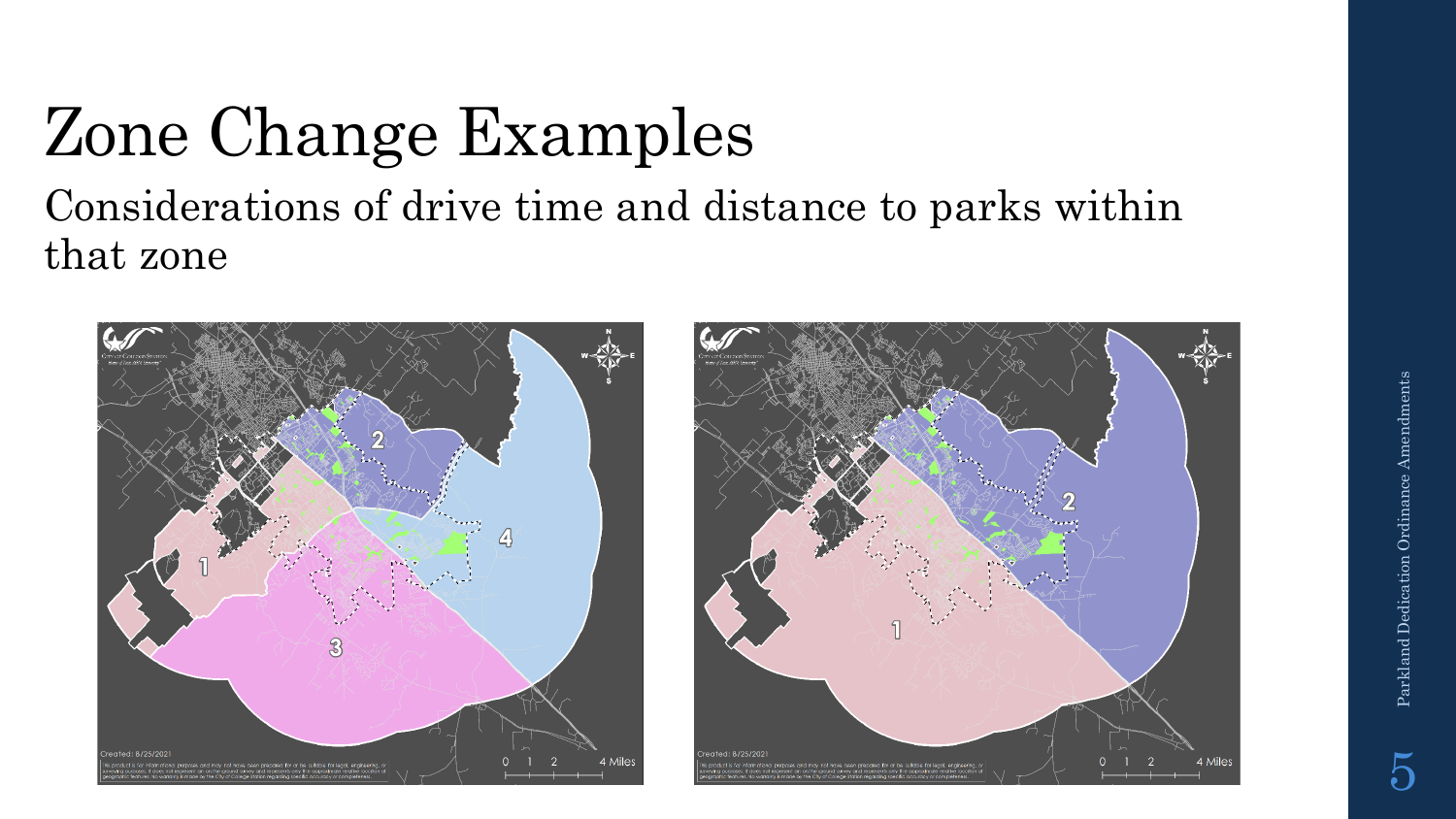# Zone Change Examples

Considerations of drive time and distance to parks within that zone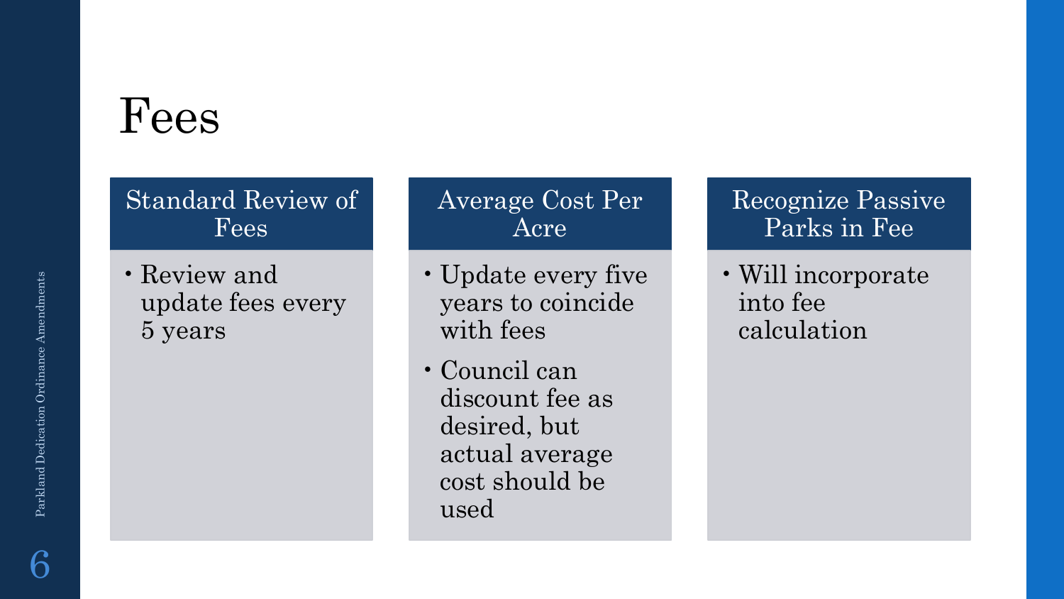# Fees

### Standard Review of Fees

- Review and update fees every 5 years

### Average Cost Per Acre

- Update every five years to coincide with fees
- Council can discount fee as desired, but actual average cost should be used

### Recognize Passive Parks in Fee

- Will incorporate into fee calculation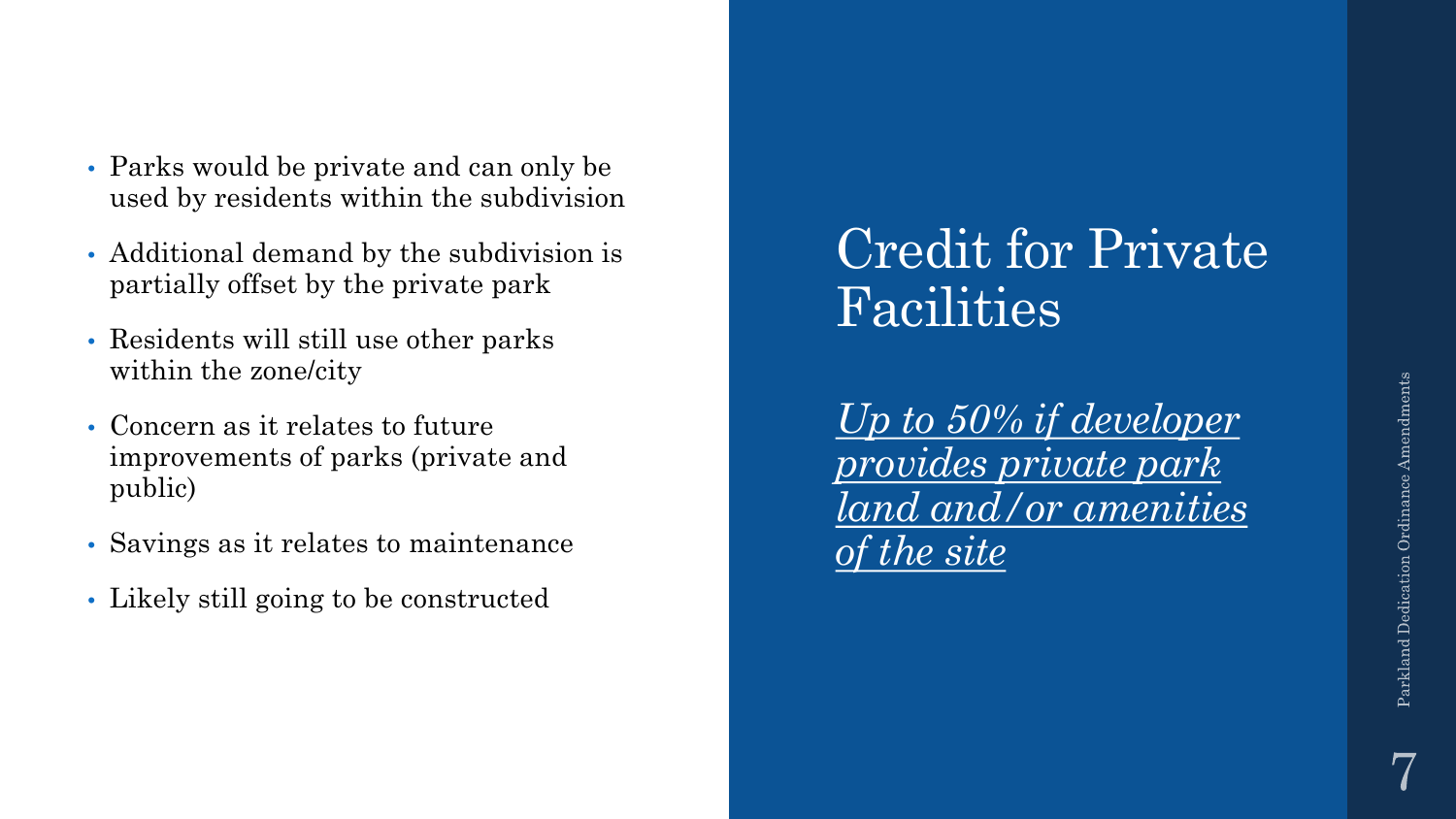# Credit for Private Facilities

*Up to 50% if developer provides private park land and/or amenities of the site*

- Parks would be private and can only be used by residents within the subdivision
- Additional demand by the subdivision is partially offset by the private park
- Residents will still use other parks within the zone/city
- Concern as it relates to future improvements of parks (private and public)
- Savings as it relates to maintenance
- Likely still going to be constructed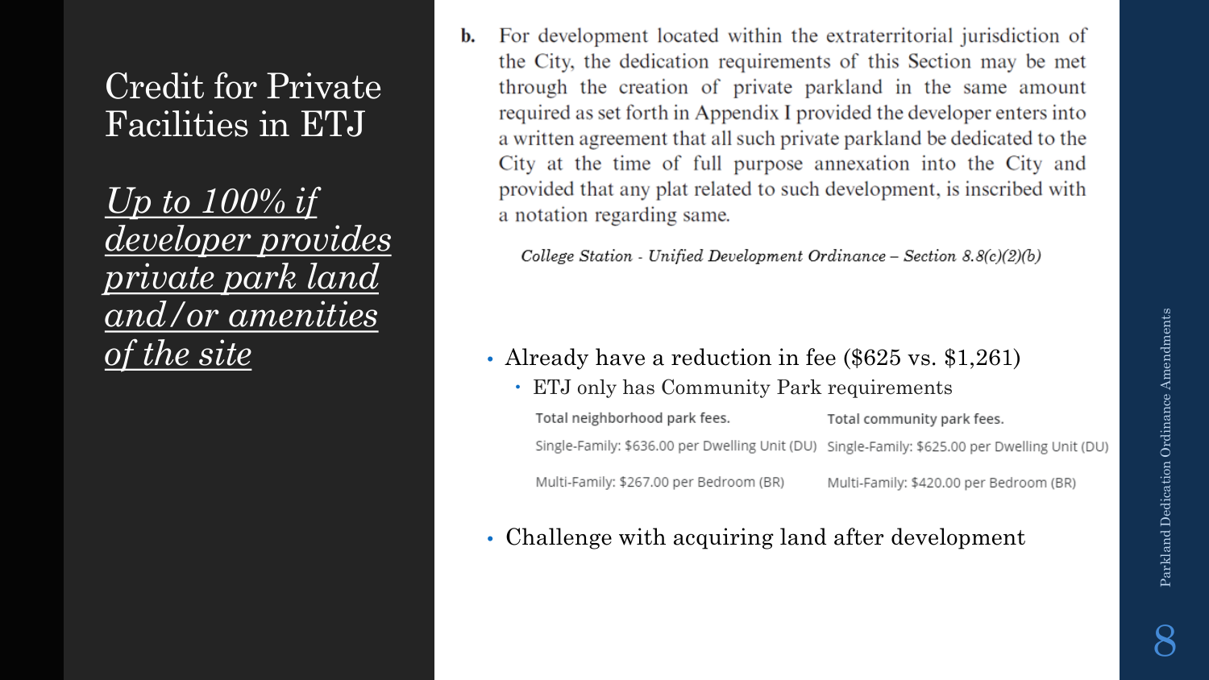# Credit for Private Facilities in ETJ

*Up to 100% if developer provides private park land and/or amenities of the site*

**b.** For development located within the extraterritorial jurisdiction of the City, the dedication requirements of this Section may be met through the creation of private parkland in the same amount required as set forth in Appendix I provided the developer enters into a written agreement that all such private parkland be dedicated to the City at the time of full purpose annexation into the City and provided that any plat related to such development, is inscribed with a notation regarding same.

*College Station - Unified Development Ordinance – Section 8.8(c)(2)(b)*

- Already have a reduction in fee ($625 vs. $1,261)
  - ETJ only has Community Park requirements

| Total neighborhood park fees. | Total community park fees. |
|---|---|
| Single-Family: $636.00 per Dwelling Unit (DU) | Single-Family: $625.00 per Dwelling Unit (DU) |
| Multi-Family: $267.00 per Bedroom (BR) | Multi-Family: $420.00 per Bedroom (BR) |

- Challenge with acquiring land after development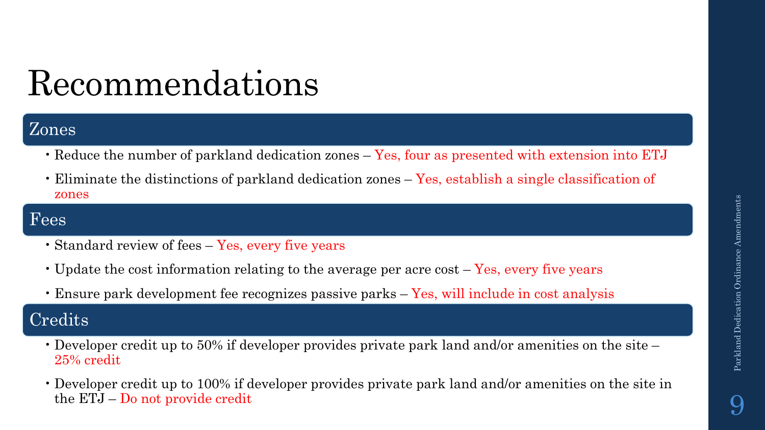# Recommendations

## Zones

- Reduce the number of parkland dedication zones – Yes, four as presented with extension into ETJ
- Eliminate the distinctions of parkland dedication zones – Yes, establish a single classification of zones

## Fees

- Standard review of fees – Yes, every five years
- Update the cost information relating to the average per acre cost – Yes, every five years
- Ensure park development fee recognizes passive parks – Yes, will include in cost analysis

## Credits

- Developer credit up to 50% if developer provides private park land and/or amenities on the site – 25% credit
- Developer credit up to 100% if developer provides private park land and/or amenities on the site in the ETJ – Do not provide credit